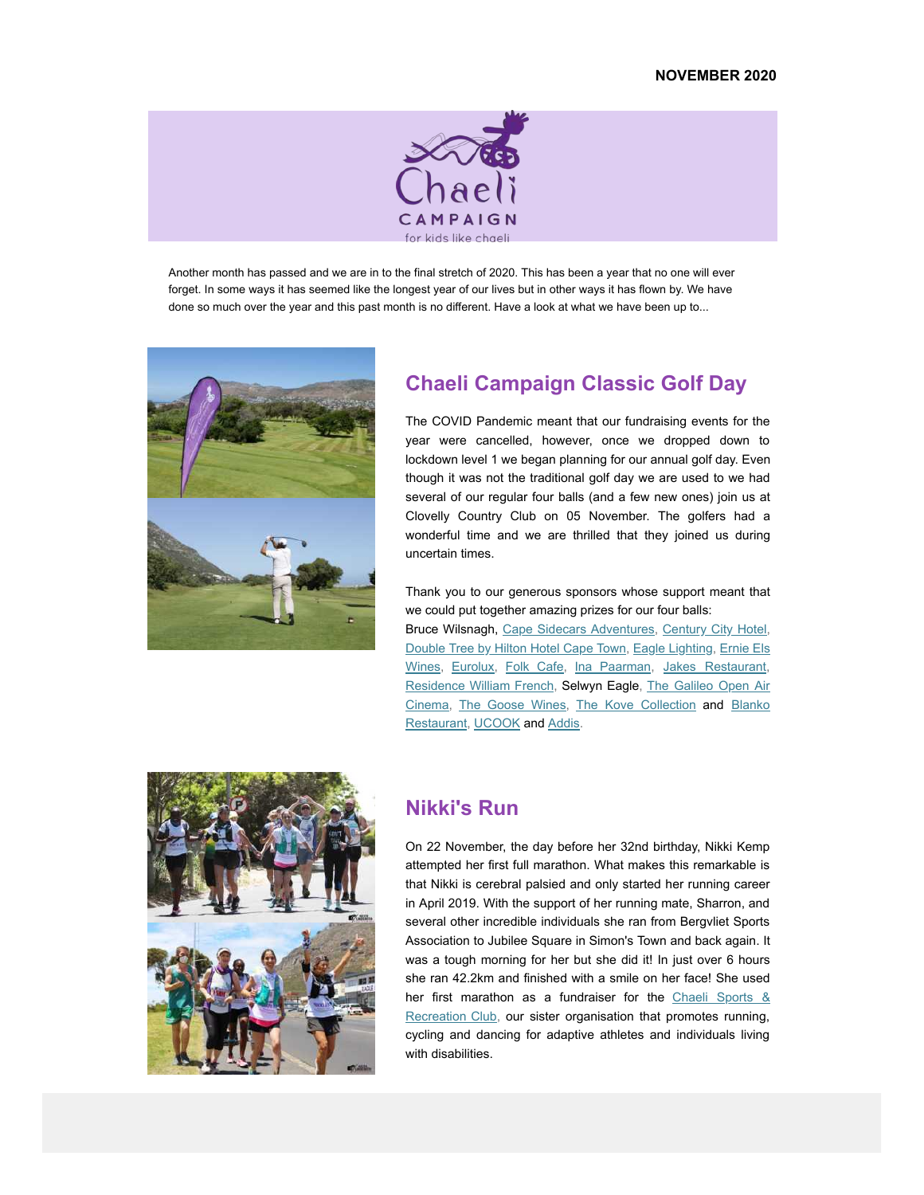**NOVEMBER 2020**

Another month has passed and we are in to the final stretch of 2020. This has been a year that no one will ever forget. In some ways it has seemed like the longest year of our lives but in other ways it has flown by. We have done so much over the year and this past month is no different. Have a look at what we have been up to...

## Chaeli Campaign Classic Golf Day

The COVID Pandemic meant that our fundraising events for the year were cancelled, however, once we dropped down to lockdown level 1 we began planning for our annual golf day. Even though it was not the traditional golf day we are used to we had several of our regular four balls (and a few new ones) join us at Clovelly Country Club on 05 November. The golfers had a wonderful time and we are thrilled that they joined us during uncertain times.

Thank you to our generous sponsors whose support meant that we could put together amazing prizes for our four balls:
Bruce Wilsnagh, Cape Sidecars Adventures, Century City Hotel, Double Tree by Hilton Hotel Cape Town, Eagle Lighting, Ernie Els Wines, Eurolux, Folk Cafe, Ina Paarman, Jakes Restaurant, Residence William French, Selwyn Eagle, The Galileo Open Air Cinema, The Goose Wines, The Kove Collection and Blanko Restaurant, UCOOK and Addis.

## Nikki's Run

On 22 November, the day before her 32nd birthday, Nikki Kemp attempted her first full marathon. What makes this remarkable is that Nikki is cerebral palsied and only started her running career in April 2019. With the support of her running mate, Sharron, and several other incredible individuals she ran from Bergvliet Sports Association to Jubilee Square in Simon's Town and back again. It was a tough morning for her but she did it! In just over 6 hours she ran 42.2km and finished with a smile on her face! She used her first marathon as a fundraiser for the Chaeli Sports & Recreation Club, our sister organisation that promotes running, cycling and dancing for adaptive athletes and individuals living with disabilities.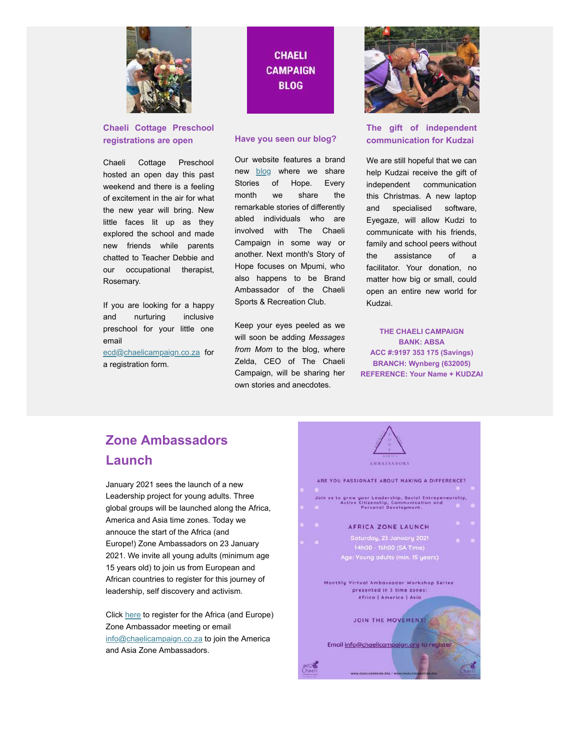### Chaeli Cottage Preschool registrations are open

Chaeli Cottage Preschool hosted an open day this past weekend and there is a feeling of excitement in the air for what the new year will bring. New little faces lit up as they explored the school and made new friends while parents chatted to Teacher Debbie and our occupational therapist, Rosemary.

If you are looking for a happy and nurturing inclusive preschool for your little one email [ecd@chaelicampaign.co.za](mailto:ecd@chaelicampaign.co.za) for a registration form.

CHAELI CAMPAIGN BLOG

### Have you seen our blog?

Our website features a brand new [blog](#) where we share Stories of Hope. Every month we share the remarkable stories of differently abled individuals who are involved with The Chaeli Campaign in some way or another. Next month's Story of Hope focuses on Mpumi, who also happens to be Brand Ambassador of the Chaeli Sports & Recreation Club.

Keep your eyes peeled as we will soon be adding *Messages from Mom* to the blog, where Zelda, CEO of The Chaeli Campaign, will be sharing her own stories and anecdotes.

### The gift of independent communication for Kudzai

We are still hopeful that we can help Kudzai receive the gift of independent communication this Christmas. A new laptop and specialised software, Eyegaze, will allow Kudzi to communicate with his friends, family and school peers without the assistance of a facilitator. Your donation, no matter how big or small, could open an entire new world for Kudzai.

**THE CHAELI CAMPAIGN**
**BANK: ABSA**
**ACC #:9197 353 175 (Savings)**
**BRANCH: Wynberg (632005)**
**REFERENCE: Your Name + KUDZAI**

## Zone Ambassadors Launch

January 2021 sees the launch of a new Leadership project for young adults. Three global groups will be launched along the Africa, America and Asia time zones. Today we annouce the start of the Africa (and Europe!) Zone Ambassadors on 23 January 2021. We invite all young adults (minimum age 15 years old) to join us from European and African countries to register for this journey of leadership, self discovery and activism.

Click [here](#) to register for the Africa (and Europe) Zone Ambassador meeting or email [info@chaelicampaign.co.za](mailto:info@chaelicampaign.co.za) to join the America and Asia Zone Ambassadors.

ZONE AFRICA AMBASSADORS

ARE YOU PASSIONATE ABOUT MAKING A DIFFERENCE?

Join us to grow your Leadership, Social Entrepeneurship, Active Citizenship, Communication and Personal Development.

AFRICA ZONE LAUNCH
Saturday, 23 January 2021
14h00 - 16h00 (SA Time)
Age: Young adults (min. 15 years)

Monthly Virtual Ambassador Workshop Series presented in 3 time zones:
Africa | America | Asia

JOIN THE MOVEMENT!

Email info@chaelicampaign.org to register

WWW.CHAELICAMPAIGN.ORG / WWW.CHAELIFOUNDATION.ORG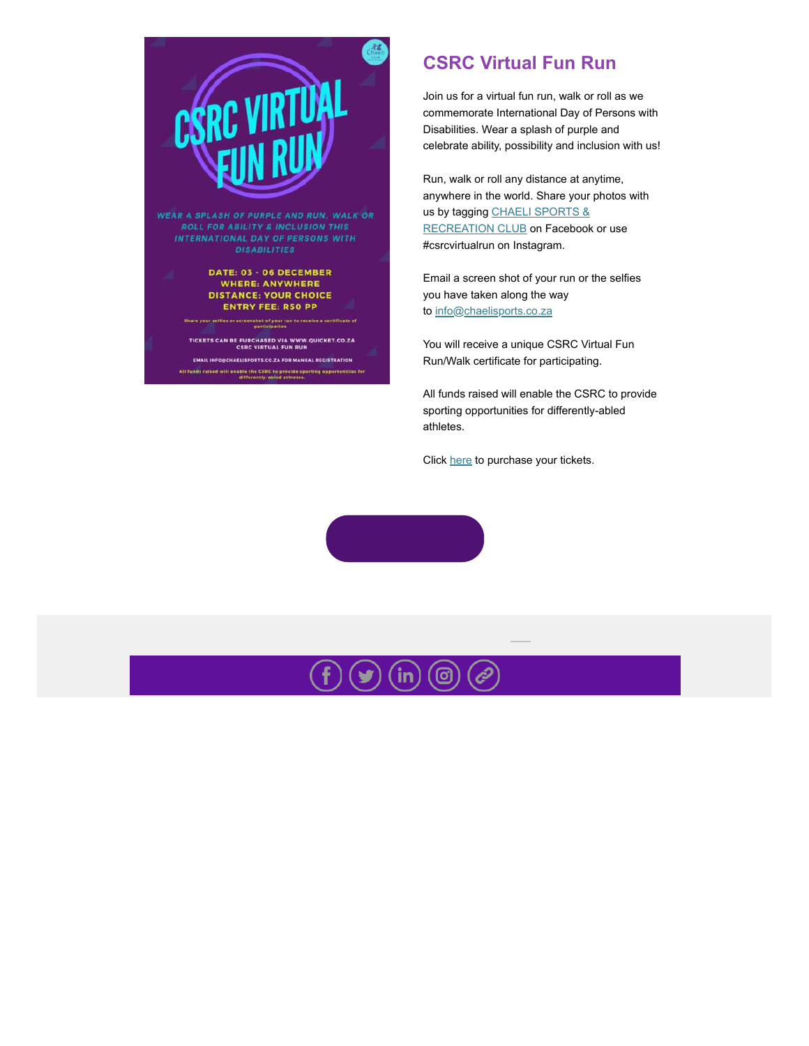CSRC VIRTUAL FUN RUN

WEAR A SPLASH OF PURPLE AND RUN, WALK OR ROLL FOR ABILITY & INCLUSION THIS INTERNATIONAL DAY OF PERSONS WITH DISABILITIES

DATE: 03 - 06 DECEMBER
WHERE: ANYWHERE
DISTANCE: YOUR CHOICE
ENTRY FEE: R50 PP

Share your selfies or screenshot of your run to receive a certificate of participation

TICKETS CAN BE PURCHASED VIA WWW.QUICKET.CO.ZA CSRC VIRTUAL FUN RUN

EMAIL INFO@CHAELISPORTS.CO.ZA FOR MANUAL REGISTRATION

All funds raised will enable the CSRC to provide sporting opportunities for differently-abled athletes.

## CSRC Virtual Fun Run

Join us for a virtual fun run, walk or roll as we commemorate International Day of Persons with Disabilities. Wear a splash of purple and celebrate ability, possibility and inclusion with us!

Run, walk or roll any distance at anytime, anywhere in the world. Share your photos with us by tagging CHAELI SPORTS & RECREATION CLUB on Facebook or use #csrcvirtualrun on Instagram.

Email a screen shot of your run or the selfies you have taken along the way to info@chaelisports.co.za

You will receive a unique CSRC Virtual Fun Run/Walk certificate for participating.

All funds raised will enable the CSRC to provide sporting opportunities for differently-abled athletes.

Click here to purchase your tickets.